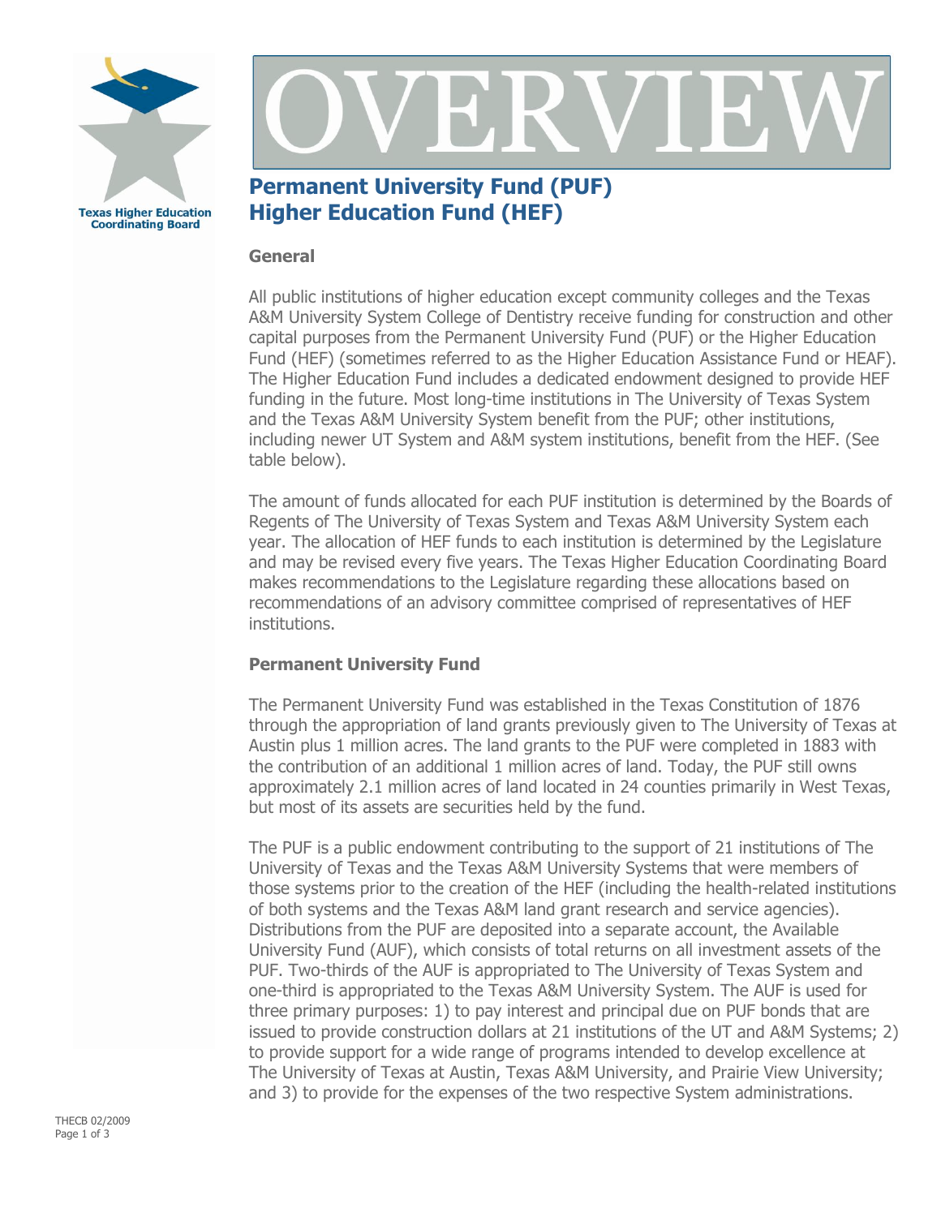Texas Higher Education Coordinating Board

# OVERVIEW

## Permanent University Fund (PUF)
## Higher Education Fund (HEF)

### General

All public institutions of higher education except community colleges and the Texas A&M University System College of Dentistry receive funding for construction and other capital purposes from the Permanent University Fund (PUF) or the Higher Education Fund (HEF) (sometimes referred to as the Higher Education Assistance Fund or HEAF). The Higher Education Fund includes a dedicated endowment designed to provide HEF funding in the future. Most long-time institutions in The University of Texas System and the Texas A&M University System benefit from the PUF; other institutions, including newer UT System and A&M system institutions, benefit from the HEF. (See table below).

The amount of funds allocated for each PUF institution is determined by the Boards of Regents of The University of Texas System and Texas A&M University System each year. The allocation of HEF funds to each institution is determined by the Legislature and may be revised every five years. The Texas Higher Education Coordinating Board makes recommendations to the Legislature regarding these allocations based on recommendations of an advisory committee comprised of representatives of HEF institutions.

### Permanent University Fund

The Permanent University Fund was established in the Texas Constitution of 1876 through the appropriation of land grants previously given to The University of Texas at Austin plus 1 million acres. The land grants to the PUF were completed in 1883 with the contribution of an additional 1 million acres of land. Today, the PUF still owns approximately 2.1 million acres of land located in 24 counties primarily in West Texas, but most of its assets are securities held by the fund.

The PUF is a public endowment contributing to the support of 21 institutions of The University of Texas and the Texas A&M University Systems that were members of those systems prior to the creation of the HEF (including the health-related institutions of both systems and the Texas A&M land grant research and service agencies). Distributions from the PUF are deposited into a separate account, the Available University Fund (AUF), which consists of total returns on all investment assets of the PUF. Two-thirds of the AUF is appropriated to The University of Texas System and one-third is appropriated to the Texas A&M University System. The AUF is used for three primary purposes: 1) to pay interest and principal due on PUF bonds that are issued to provide construction dollars at 21 institutions of the UT and A&M Systems; 2) to provide support for a wide range of programs intended to develop excellence at The University of Texas at Austin, Texas A&M University, and Prairie View University; and 3) to provide for the expenses of the two respective System administrations.

THECB 02/2009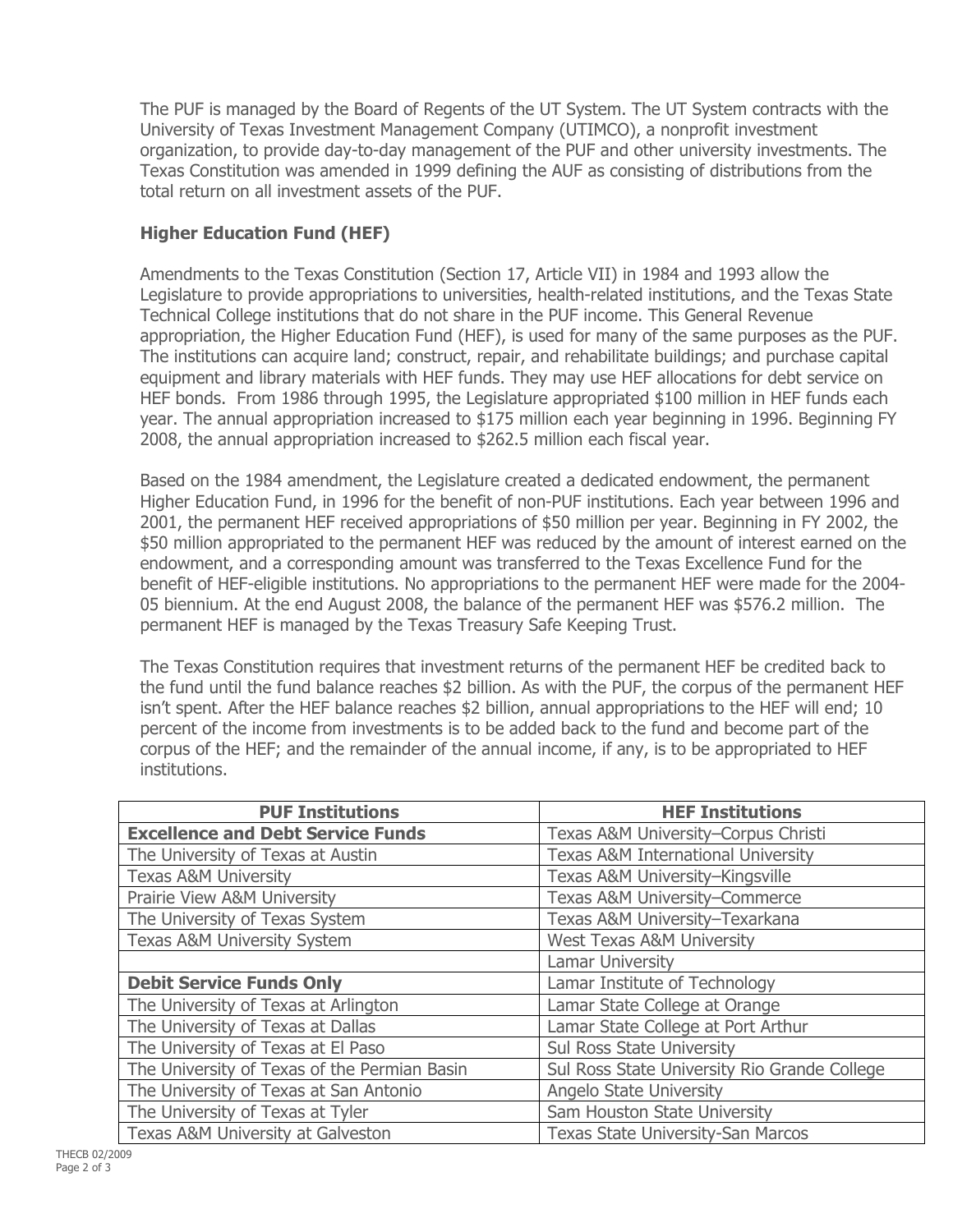The PUF is managed by the Board of Regents of the UT System. The UT System contracts with the University of Texas Investment Management Company (UTIMCO), a nonprofit investment organization, to provide day-to-day management of the PUF and other university investments. The Texas Constitution was amended in 1999 defining the AUF as consisting of distributions from the total return on all investment assets of the PUF.

### Higher Education Fund (HEF)

Amendments to the Texas Constitution (Section 17, Article VII) in 1984 and 1993 allow the Legislature to provide appropriations to universities, health-related institutions, and the Texas State Technical College institutions that do not share in the PUF income. This General Revenue appropriation, the Higher Education Fund (HEF), is used for many of the same purposes as the PUF. The institutions can acquire land; construct, repair, and rehabilitate buildings; and purchase capital equipment and library materials with HEF funds. They may use HEF allocations for debt service on HEF bonds. From 1986 through 1995, the Legislature appropriated $100 million in HEF funds each year. The annual appropriation increased to $175 million each year beginning in 1996. Beginning FY 2008, the annual appropriation increased to $262.5 million each fiscal year.

Based on the 1984 amendment, the Legislature created a dedicated endowment, the permanent Higher Education Fund, in 1996 for the benefit of non-PUF institutions. Each year between 1996 and 2001, the permanent HEF received appropriations of $50 million per year. Beginning in FY 2002, the $50 million appropriated to the permanent HEF was reduced by the amount of interest earned on the endowment, and a corresponding amount was transferred to the Texas Excellence Fund for the benefit of HEF-eligible institutions. No appropriations to the permanent HEF were made for the 2004-05 biennium. At the end August 2008, the balance of the permanent HEF was $576.2 million. The permanent HEF is managed by the Texas Treasury Safe Keeping Trust.

The Texas Constitution requires that investment returns of the permanent HEF be credited back to the fund until the fund balance reaches $2 billion. As with the PUF, the corpus of the permanent HEF isn't spent. After the HEF balance reaches $2 billion, annual appropriations to the HEF will end; 10 percent of the income from investments is to be added back to the fund and become part of the corpus of the HEF; and the remainder of the annual income, if any, is to be appropriated to HEF institutions.

| PUF Institutions | HEF Institutions |
|---|---|
| **Excellence and Debt Service Funds** | Texas A&M University–Corpus Christi |
| The University of Texas at Austin | Texas A&M International University |
| Texas A&M University | Texas A&M University–Kingsville |
| Prairie View A&M University | Texas A&M University–Commerce |
| The University of Texas System | Texas A&M University–Texarkana |
| Texas A&M University System | West Texas A&M University |
| | Lamar University |
| **Debit Service Funds Only** | Lamar Institute of Technology |
| The University of Texas at Arlington | Lamar State College at Orange |
| The University of Texas at Dallas | Lamar State College at Port Arthur |
| The University of Texas at El Paso | Sul Ross State University |
| The University of Texas of the Permian Basin | Sul Ross State University Rio Grande College |
| The University of Texas at San Antonio | Angelo State University |
| The University of Texas at Tyler | Sam Houston State University |
| Texas A&M University at Galveston | Texas State University-San Marcos |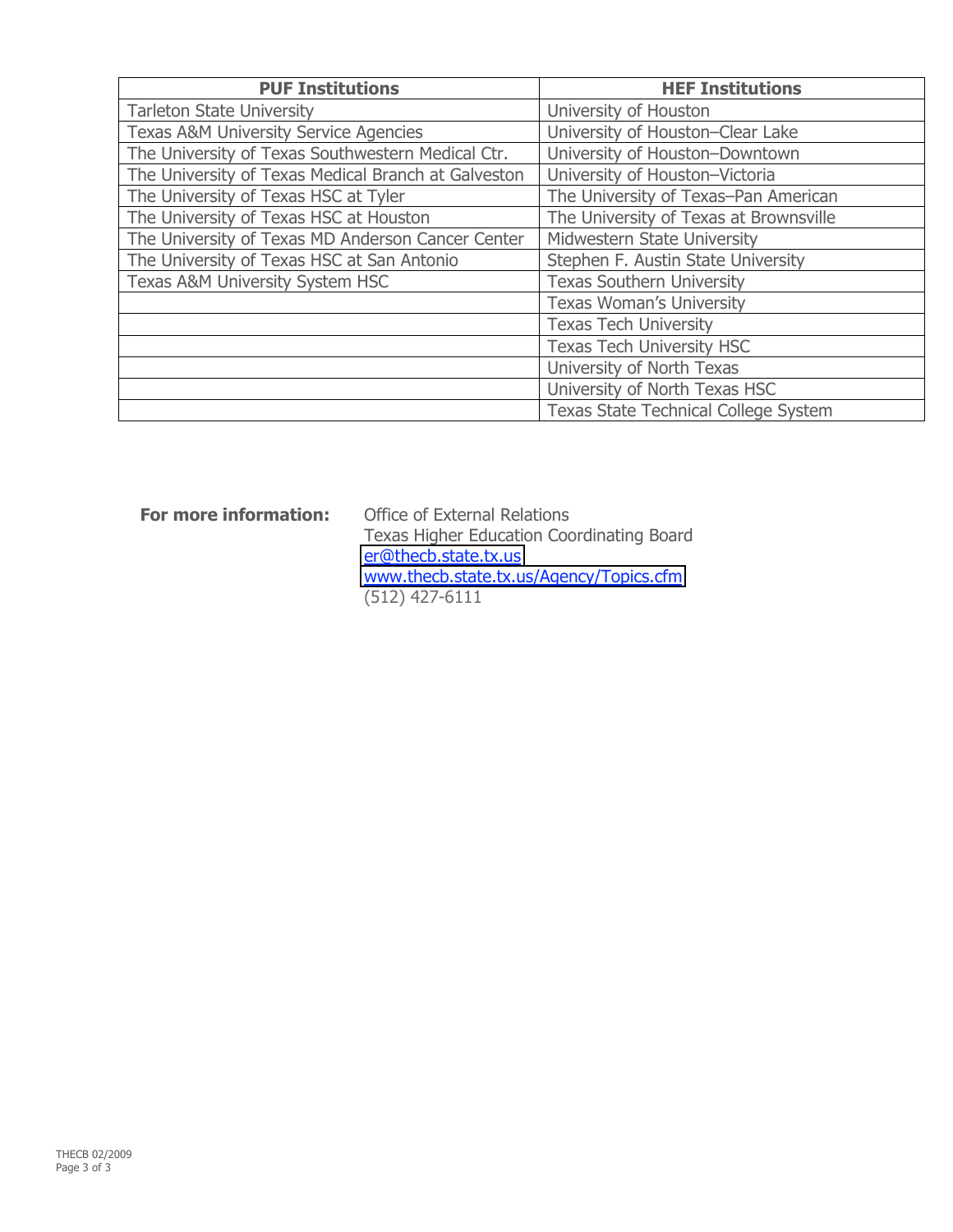| PUF Institutions | HEF Institutions |
|---|---|
| Tarleton State University | University of Houston |
| Texas A&M University Service Agencies | University of Houston–Clear Lake |
| The University of Texas Southwestern Medical Ctr. | University of Houston–Downtown |
| The University of Texas Medical Branch at Galveston | University of Houston–Victoria |
| The University of Texas HSC at Tyler | The University of Texas–Pan American |
| The University of Texas HSC at Houston | The University of Texas at Brownsville |
| The University of Texas MD Anderson Cancer Center | Midwestern State University |
| The University of Texas HSC at San Antonio | Stephen F. Austin State University |
| Texas A&M University System HSC | Texas Southern University |
| | Texas Woman's University |
| | Texas Tech University |
| | Texas Tech University HSC |
| | University of North Texas |
| | University of North Texas HSC |
| | Texas State Technical College System |

**For more information:** Office of External Relations
Texas Higher Education Coordinating Board
er@thecb.state.tx.us
www.thecb.state.tx.us/Agency/Topics.cfm
(512) 427-6111

THECB 02/2009